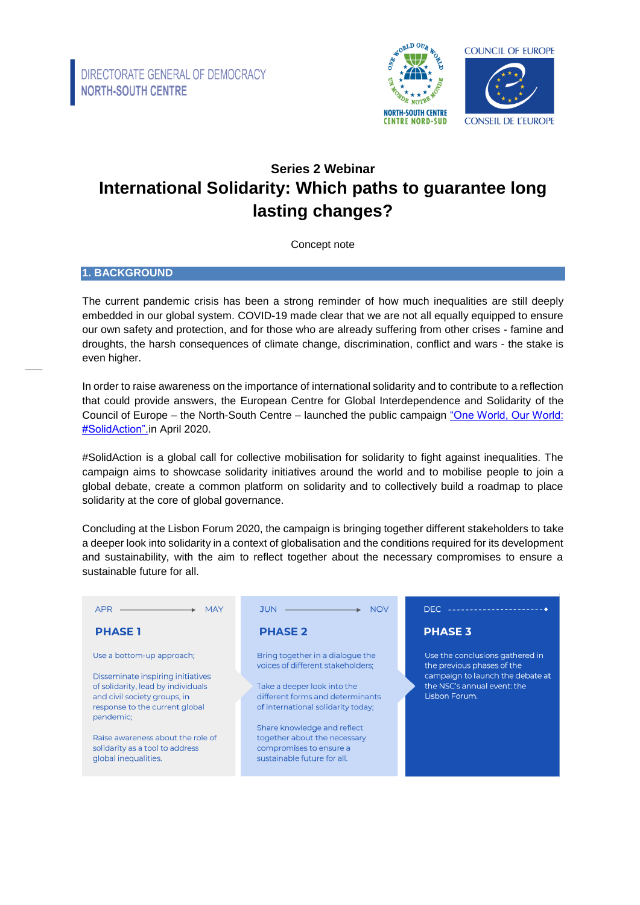DIRECTORATE GENERAL OF DEMOCRACY
NORTH-SOUTH CENTRE

NORTH-SOUTH CENTRE
CENTRE NORD-SUD

COUNCIL OF EUROPE
CONSEIL DE L'EUROPE

### Series 2 Webinar

# International Solidarity: Which paths to guarantee long lasting changes?

Concept note

## 1. BACKGROUND

The current pandemic crisis has been a strong reminder of how much inequalities are still deeply embedded in our global system. COVID-19 made clear that we are not all equally equipped to ensure our own safety and protection, and for those who are already suffering from other crises - famine and droughts, the harsh consequences of climate change, discrimination, conflict and wars - the stake is even higher.

In order to raise awareness on the importance of international solidarity and to contribute to a reflection that could provide answers, the European Centre for Global Interdependence and Solidarity of the Council of Europe – the North-South Centre – launched the public campaign "One World, Our World: #SolidAction". in April 2020.

#SolidAction is a global call for collective mobilisation for solidarity to fight against inequalities. The campaign aims to showcase solidarity initiatives around the world and to mobilise people to join a global debate, create a common platform on solidarity and to collectively build a roadmap to place solidarity at the core of global governance.

Concluding at the Lisbon Forum 2020, the campaign is bringing together different stakeholders to take a deeper look into solidarity in a context of globalisation and the conditions required for its development and sustainability, with the aim to reflect together about the necessary compromises to ensure a sustainable future for all.

| APR → MAY | JUN → NOV | DEC |
|---|---|---|
| **PHASE 1** | **PHASE 2** | **PHASE 3** |
| Use a bottom-up approach;<br><br>Disseminate inspiring initiatives of solidarity, lead by individuals and civil society groups, in response to the current global pandemic;<br><br>Raise awareness about the role of solidarity as a tool to address global inequalities. | Bring together in a dialogue the voices of different stakeholders;<br><br>Take a deeper look into the different forms and determinants of international solidarity today;<br><br>Share knowledge and reflect together about the necessary compromises to ensure a sustainable future for all. | Use the conclusions gathered in the previous phases of the campaign to launch the debate at the NSC's annual event: the Lisbon Forum. |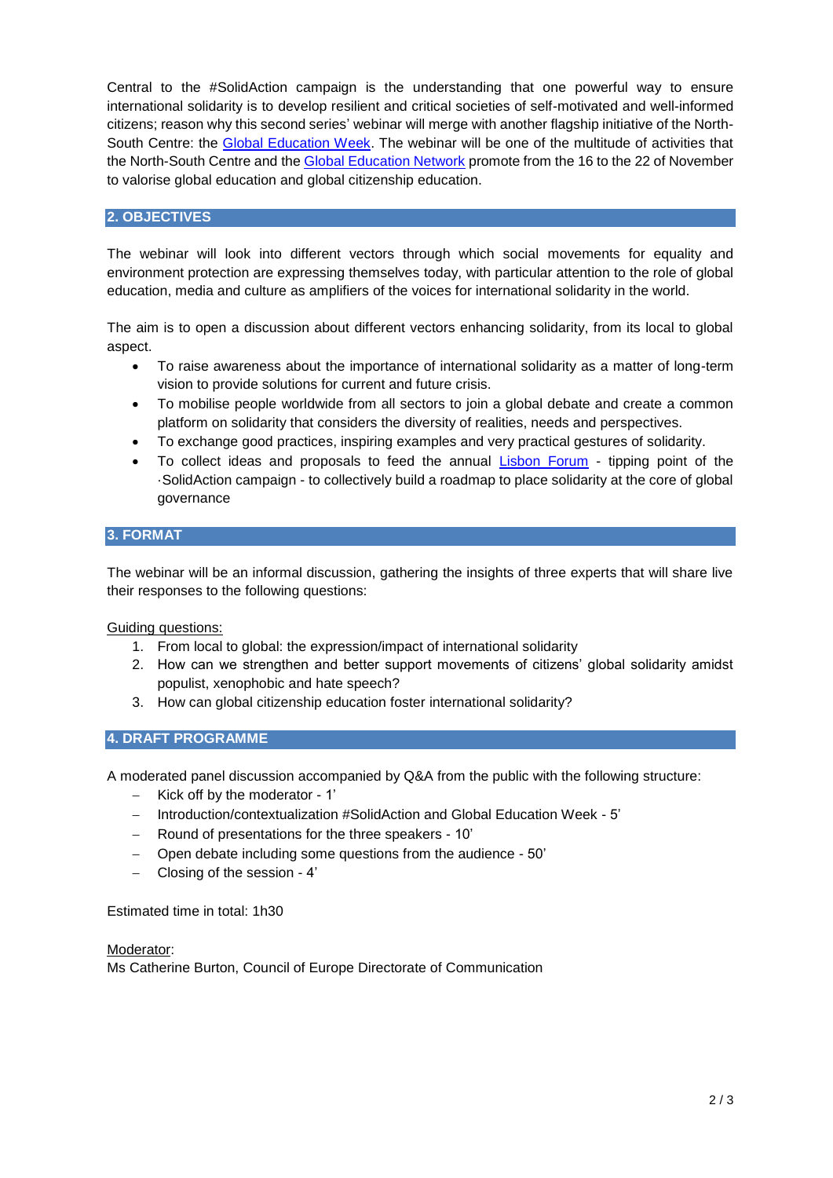Central to the #SolidAction campaign is the understanding that one powerful way to ensure international solidarity is to develop resilient and critical societies of self-motivated and well-informed citizens; reason why this second series' webinar will merge with another flagship initiative of the North-South Centre: the [Global Education Week](). The webinar will be one of the multitude of activities that the North-South Centre and the [Global Education Network]() promote from the 16 to the 22 of November to valorise global education and global citizenship education.

## 2. OBJECTIVES

The webinar will look into different vectors through which social movements for equality and environment protection are expressing themselves today, with particular attention to the role of global education, media and culture as amplifiers of the voices for international solidarity in the world.

The aim is to open a discussion about different vectors enhancing solidarity, from its local to global aspect.

- To raise awareness about the importance of international solidarity as a matter of long-term vision to provide solutions for current and future crisis.
- To mobilise people worldwide from all sectors to join a global debate and create a common platform on solidarity that considers the diversity of realities, needs and perspectives.
- To exchange good practices, inspiring examples and very practical gestures of solidarity.
- To collect ideas and proposals to feed the annual [Lisbon Forum]() - tipping point of the ·SolidAction campaign - to collectively build a roadmap to place solidarity at the core of global governance

## 3. FORMAT

The webinar will be an informal discussion, gathering the insights of three experts that will share live their responses to the following questions:

Guiding questions:

1. From local to global: the expression/impact of international solidarity
2. How can we strengthen and better support movements of citizens' global solidarity amidst populist, xenophobic and hate speech?
3. How can global citizenship education foster international solidarity?

## 4. DRAFT PROGRAMME

A moderated panel discussion accompanied by Q&A from the public with the following structure:

- Kick off by the moderator - 1'
- Introduction/contextualization #SolidAction and Global Education Week - 5'
- Round of presentations for the three speakers - 10'
- Open debate including some questions from the audience - 50'
- Closing of the session - 4'

Estimated time in total: 1h30

Moderator:
Ms Catherine Burton, Council of Europe Directorate of Communication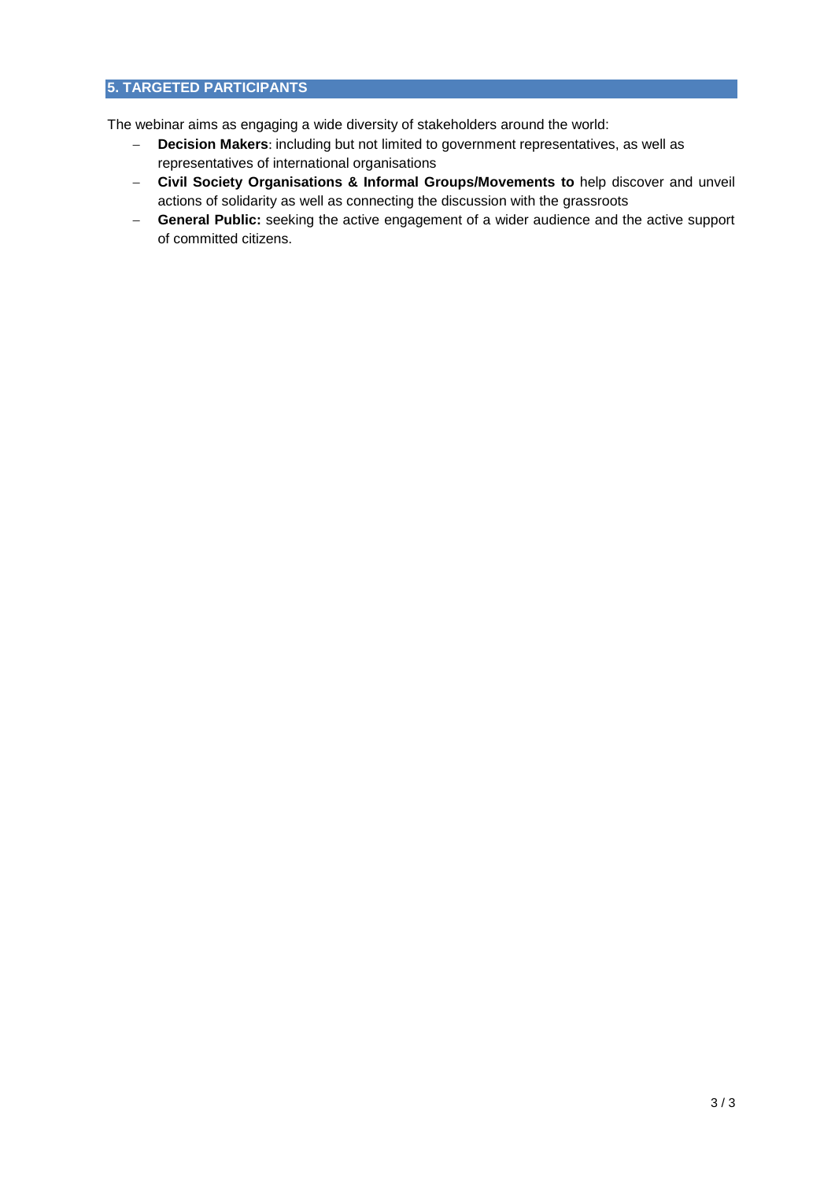## 5. TARGETED PARTICIPANTS

The webinar aims as engaging a wide diversity of stakeholders around the world:

- **Decision Makers**: including but not limited to government representatives, as well as representatives of international organisations
- **Civil Society Organisations & Informal Groups/Movements to** help discover and unveil actions of solidarity as well as connecting the discussion with the grassroots
- **General Public:** seeking the active engagement of a wider audience and the active support of committed citizens.